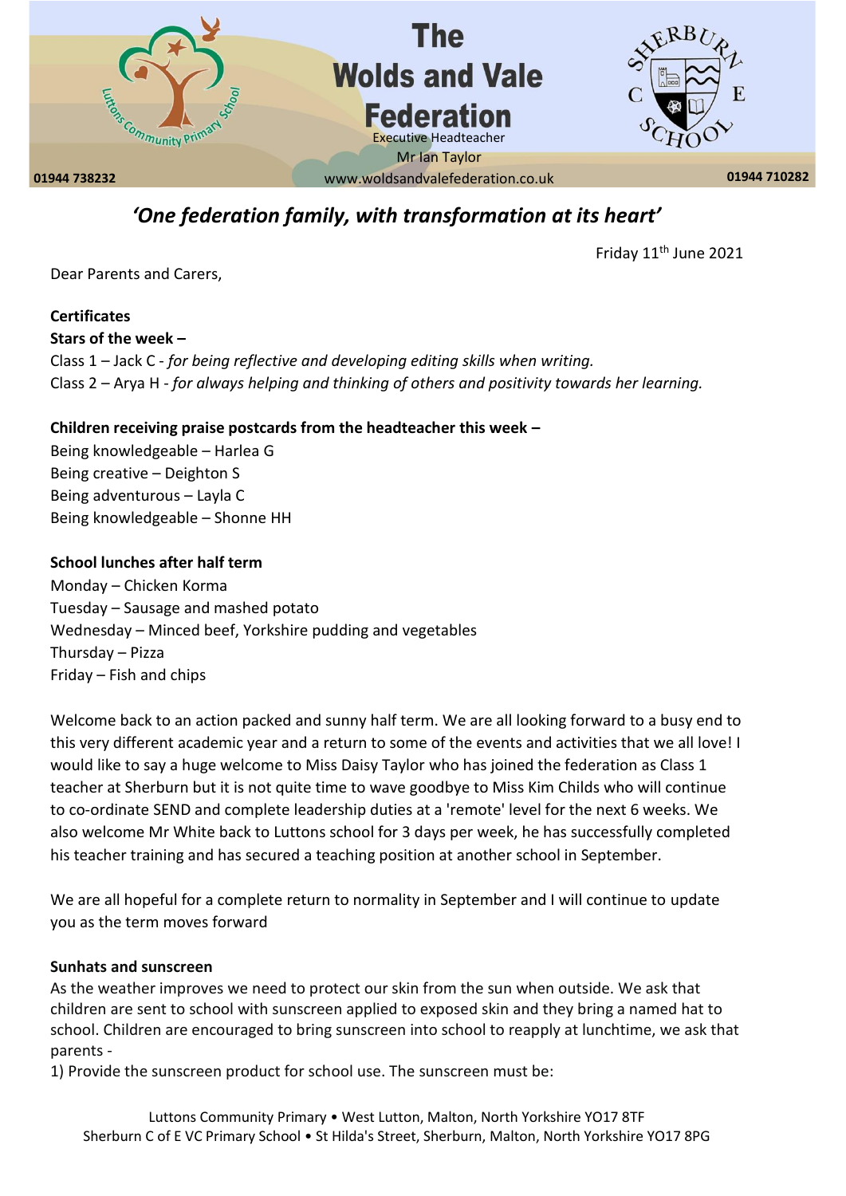# The Wolds and Vale Federation

Executive Headteacher
Mr Ian Taylor

01944 738232 | www.woldsandvalefederation.co.uk | 01944 710282

*'One federation family, with transformation at its heart'*

Friday 11th June 2021

Dear Parents and Carers,

**Certificates**

**Stars of the week –**

Class 1 – Jack C - *for being reflective and developing editing skills when writing.*
Class 2 – Arya H - *for always helping and thinking of others and positivity towards her learning.*

**Children receiving praise postcards from the headteacher this week –**

Being knowledgeable – Harlea G
Being creative – Deighton S
Being adventurous – Layla C
Being knowledgeable – Shonne HH

**School lunches after half term**

Monday – Chicken Korma
Tuesday – Sausage and mashed potato
Wednesday – Minced beef, Yorkshire pudding and vegetables
Thursday – Pizza
Friday – Fish and chips

Welcome back to an action packed and sunny half term. We are all looking forward to a busy end to this very different academic year and a return to some of the events and activities that we all love! I would like to say a huge welcome to Miss Daisy Taylor who has joined the federation as Class 1 teacher at Sherburn but it is not quite time to wave goodbye to Miss Kim Childs who will continue to co-ordinate SEND and complete leadership duties at a 'remote' level for the next 6 weeks. We also welcome Mr White back to Luttons school for 3 days per week, he has successfully completed his teacher training and has secured a teaching position at another school in September.

We are all hopeful for a complete return to normality in September and I will continue to update you as the term moves forward

**Sunhats and sunscreen**

As the weather improves we need to protect our skin from the sun when outside. We ask that children are sent to school with sunscreen applied to exposed skin and they bring a named hat to school. Children are encouraged to bring sunscreen into school to reapply at lunchtime, we ask that parents -

1) Provide the sunscreen product for school use. The sunscreen must be:

Luttons Community Primary • West Lutton, Malton, North Yorkshire YO17 8TF
Sherburn C of E VC Primary School • St Hilda's Street, Sherburn, Malton, North Yorkshire YO17 8PG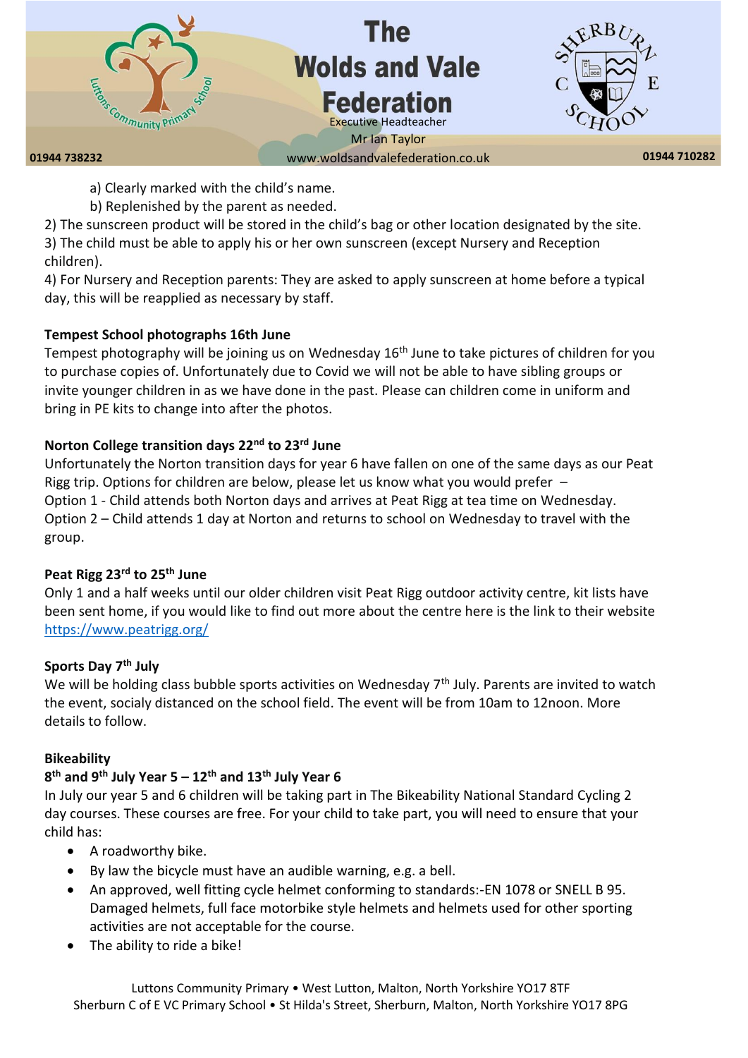a) Clearly marked with the child's name.

b) Replenished by the parent as needed.

2) The sunscreen product will be stored in the child's bag or other location designated by the site.

3) The child must be able to apply his or her own sunscreen (except Nursery and Reception children).

4) For Nursery and Reception parents: They are asked to apply sunscreen at home before a typical day, this will be reapplied as necessary by staff.

**Tempest School photographs 16th June**

Tempest photography will be joining us on Wednesday 16th June to take pictures of children for you to purchase copies of. Unfortunately due to Covid we will not be able to have sibling groups or invite younger children in as we have done in the past. Please can children come in uniform and bring in PE kits to change into after the photos.

**Norton College transition days 22nd to 23rd June**

Unfortunately the Norton transition days for year 6 have fallen on one of the same days as our Peat Rigg trip. Options for children are below, please let us know what you would prefer –

Option 1 - Child attends both Norton days and arrives at Peat Rigg at tea time on Wednesday.

Option 2 – Child attends 1 day at Norton and returns to school on Wednesday to travel with the group.

**Peat Rigg 23rd to 25th June**

Only 1 and a half weeks until our older children visit Peat Rigg outdoor activity centre, kit lists have been sent home, if you would like to find out more about the centre here is the link to their website https://www.peatrigg.org/

**Sports Day 7th July**

We will be holding class bubble sports activities on Wednesday 7th July. Parents are invited to watch the event, socialy distanced on the school field. The event will be from 10am to 12noon. More details to follow.

**Bikeability**

**8th and 9th July Year 5 – 12th and 13th July Year 6**

In July our year 5 and 6 children will be taking part in The Bikeability National Standard Cycling 2 day courses. These courses are free. For your child to take part, you will need to ensure that your child has:

- A roadworthy bike.
- By law the bicycle must have an audible warning, e.g. a bell.
- An approved, well fitting cycle helmet conforming to standards:-EN 1078 or SNELL B 95. Damaged helmets, full face motorbike style helmets and helmets used for other sporting activities are not acceptable for the course.
- The ability to ride a bike!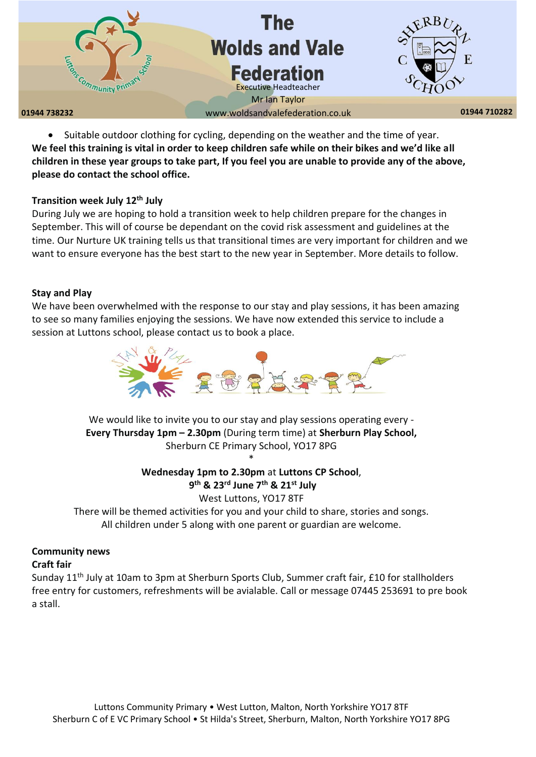- Suitable outdoor clothing for cycling, depending on the weather and the time of year.

**We feel this training is vital in order to keep children safe while on their bikes and we'd like all children in these year groups to take part, If you feel you are unable to provide any of the above, please do contact the school office.**

**Transition week July 12th July**

During July we are hoping to hold a transition week to help children prepare for the changes in September. This will of course be dependant on the covid risk assessment and guidelines at the time. Our Nurture UK training tells us that transitional times are very important for children and we want to ensure everyone has the best start to the new year in September. More details to follow.

**Stay and Play**

We have been overwhelmed with the response to our stay and play sessions, it has been amazing to see so many families enjoying the sessions. We have now extended this service to include a session at Luttons school, please contact us to book a place.

We would like to invite you to our stay and play sessions operating every -
**Every Thursday 1pm – 2.30pm** (During term time) at **Sherburn Play School,**
Sherburn CE Primary School, YO17 8PG

*

**Wednesday 1pm to 2.30pm** at **Luttons CP School**,
**9th & 23rd June 7th & 21st July**
West Luttons, YO17 8TF
There will be themed activities for you and your child to share, stories and songs.
All children under 5 along with one parent or guardian are welcome.

**Community news**

**Craft fair**

Sunday 11th July at 10am to 3pm at Sherburn Sports Club, Summer craft fair, £10 for stallholders free entry for customers, refreshments will be avialable. Call or message 07445 253691 to pre book a stall.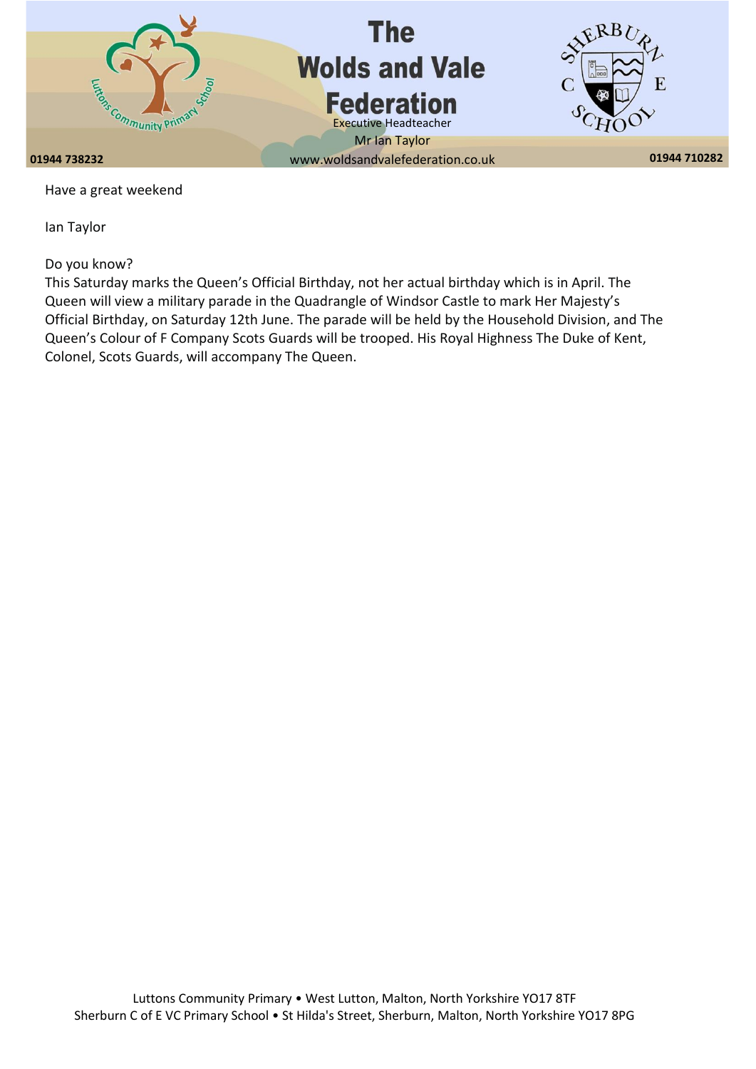Have a great weekend

Ian Taylor

Do you know?
This Saturday marks the Queen's Official Birthday, not her actual birthday which is in April. The Queen will view a military parade in the Quadrangle of Windsor Castle to mark Her Majesty's Official Birthday, on Saturday 12th June. The parade will be held by the Household Division, and The Queen's Colour of F Company Scots Guards will be trooped. His Royal Highness The Duke of Kent, Colonel, Scots Guards, will accompany The Queen.